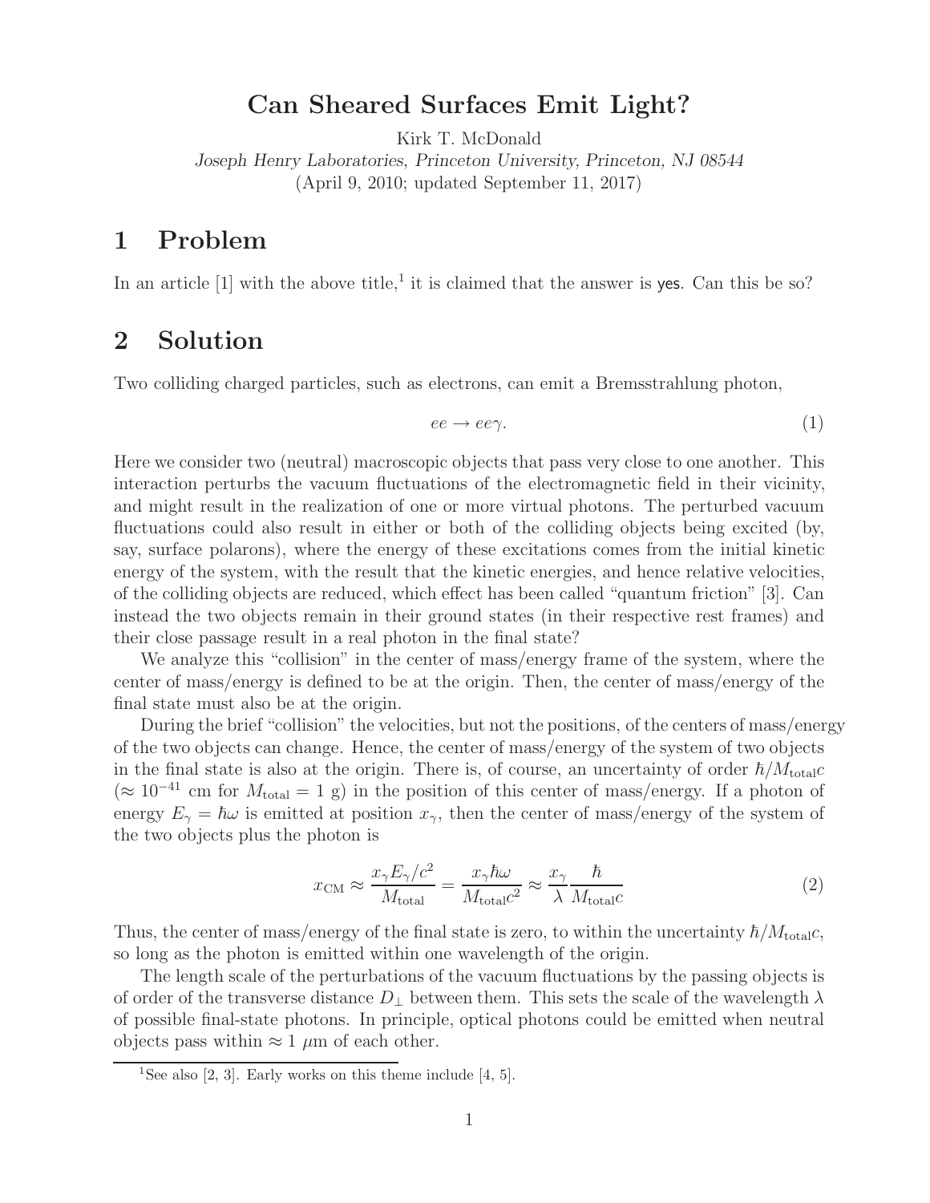# Can Sheared Surfaces Emit Light?

Kirk T. McDonald

*Joseph Henry Laboratories, Princeton University, Princeton, NJ 08544*

(April 9, 2010; updated September 11, 2017)

## 1 Problem

In an article [1] with the above title,[1] it is claimed that the answer is yes. Can this be so?

## 2 Solution

Two colliding charged particles, such as electrons, can emit a Bremsstrahlung photon,

$$ee \to ee\gamma. \tag{1}$$

Here we consider two (neutral) macroscopic objects that pass very close to one another. This interaction perturbs the vacuum fluctuations of the electromagnetic field in their vicinity, and might result in the realization of one or more virtual photons. The perturbed vacuum fluctuations could also result in either or both of the colliding objects being excited (by, say, surface polarons), where the energy of these excitations comes from the initial kinetic energy of the system, with the result that the kinetic energies, and hence relative velocities, of the colliding objects are reduced, which effect has been called "quantum friction" [3]. Can instead the two objects remain in their ground states (in their respective rest frames) and their close passage result in a real photon in the final state?

We analyze this "collision" in the center of mass/energy frame of the system, where the center of mass/energy is defined to be at the origin. Then, the center of mass/energy of the final state must also be at the origin.

During the brief "collision" the velocities, but not the positions, of the centers of mass/energy of the two objects can change. Hence, the center of mass/energy of the system of two objects in the final state is also at the origin. There is, of course, an uncertainty of order $\hbar/M_{\rm total}c$ ($\approx 10^{-41}$ cm for $M_{\rm total} = 1$ g) in the position of this center of mass/energy. If a photon of energy $E_\gamma = \hbar\omega$ is emitted at position $x_\gamma$, then the center of mass/energy of the system of the two objects plus the photon is

$$x_{\rm CM} \approx \frac{x_\gamma E_\gamma/c^2}{M_{\rm total}} = \frac{x_\gamma \hbar\omega}{M_{\rm total}c^2} \approx \frac{x_\gamma}{\lambda}\frac{\hbar}{M_{\rm total}c} \tag{2}$$

Thus, the center of mass/energy of the final state is zero, to within the uncertainty $\hbar/M_{\rm total}c$, so long as the photon is emitted within one wavelength of the origin.

The length scale of the perturbations of the vacuum fluctuations by the passing objects is of order of the transverse distance $D_\perp$ between them. This sets the scale of the wavelength $\lambda$ of possible final-state photons. In principle, optical photons could be emitted when neutral objects pass within $\approx 1$ $\mu$m of each other.

[1] See also [2, 3]. Early works on this theme include [4, 5].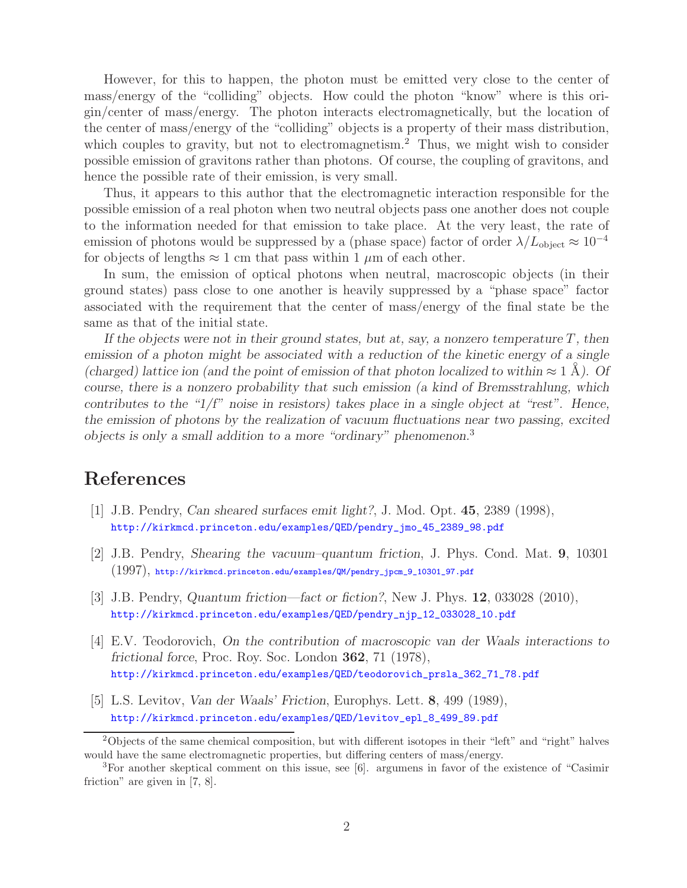However, for this to happen, the photon must be emitted very close to the center of mass/energy of the "colliding" objects. How could the photon "know" where is this origin/center of mass/energy. The photon interacts electromagnetically, but the location of the center of mass/energy of the "colliding" objects is a property of their mass distribution, which couples to gravity, but not to electromagnetism.[2] Thus, we might wish to consider possible emission of gravitons rather than photons. Of course, the coupling of gravitons, and hence the possible rate of their emission, is very small.

Thus, it appears to this author that the electromagnetic interaction responsible for the possible emission of a real photon when two neutral objects pass one another does not couple to the information needed for that emission to take place. At the very least, the rate of emission of photons would be suppressed by a (phase space) factor of order $\lambda/L_{\rm object} \approx 10^{-4}$ for objects of lengths $\approx 1$ cm that pass within 1 $\mu$m of each other.

In sum, the emission of optical photons when neutral, macroscopic objects (in their ground states) pass close to one another is heavily suppressed by a "phase space" factor associated with the requirement that the center of mass/energy of the final state be the same as that of the initial state.

*If the objects were not in their ground states, but at, say, a nonzero temperature $T$, then emission of a photon might be associated with a reduction of the kinetic energy of a single (charged) lattice ion (and the point of emission of that photon localized to within $\approx 1$ Å). Of course, there is a nonzero probability that such emission (a kind of Bremsstrahlung, which contributes to the "1/f" noise in resistors) takes place in a single object at "rest". Hence, the emission of photons by the realization of vacuum fluctuations near two passing, excited objects is only a small addition to a more "ordinary" phenomenon.*[3]

# References

[1] J.B. Pendry, *Can sheared surfaces emit light?*, J. Mod. Opt. **45**, 2389 (1998), http://kirkmcd.princeton.edu/examples/QED/pendry_jmo_45_2389_98.pdf

[2] J.B. Pendry, *Shearing the vacuum–quantum friction*, J. Phys. Cond. Mat. **9**, 10301 (1997), http://kirkmcd.princeton.edu/examples/QM/pendry_jpcm_9_10301_97.pdf

[3] J.B. Pendry, *Quantum friction—fact or fiction?*, New J. Phys. **12**, 033028 (2010), http://kirkmcd.princeton.edu/examples/QED/pendry_njp_12_033028_10.pdf

[4] E.V. Teodorovich, *On the contribution of macroscopic van der Waals interactions to frictional force*, Proc. Roy. Soc. London **362**, 71 (1978), http://kirkmcd.princeton.edu/examples/QED/teodorovich_prsla_362_71_78.pdf

[5] L.S. Levitov, *Van der Waals' Friction*, Europhys. Lett. **8**, 499 (1989), http://kirkmcd.princeton.edu/examples/QED/levitov_epl_8_499_89.pdf

---

[2] Objects of the same chemical composition, but with different isotopes in their "left" and "right" halves would have the same electromagnetic properties, but differing centers of mass/energy.

[3] For another skeptical comment on this issue, see [6]. argumens in favor of the existence of "Casimir friction" are given in [7, 8].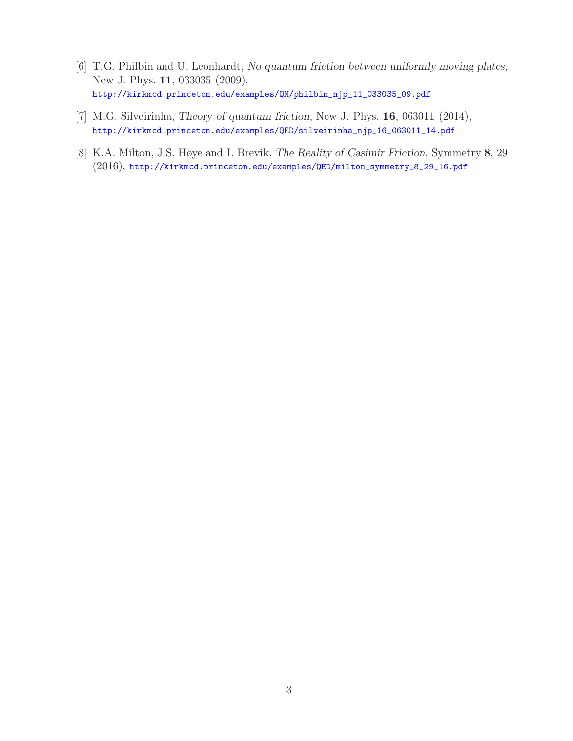[6] T.G. Philbin and U. Leonhardt, *No quantum friction between uniformly moving plates*, New J. Phys. **11**, 033035 (2009), http://kirkmcd.princeton.edu/examples/QM/philbin_njp_11_033035_09.pdf

[7] M.G. Silveirinha, *Theory of quantum friction*, New J. Phys. **16**, 063011 (2014), http://kirkmcd.princeton.edu/examples/QED/silveirinha_njp_16_063011_14.pdf

[8] K.A. Milton, J.S. Høye and I. Brevik, *The Reality of Casimir Friction*, Symmetry **8**, 29 (2016), http://kirkmcd.princeton.edu/examples/QED/milton_symmetry_8_29_16.pdf